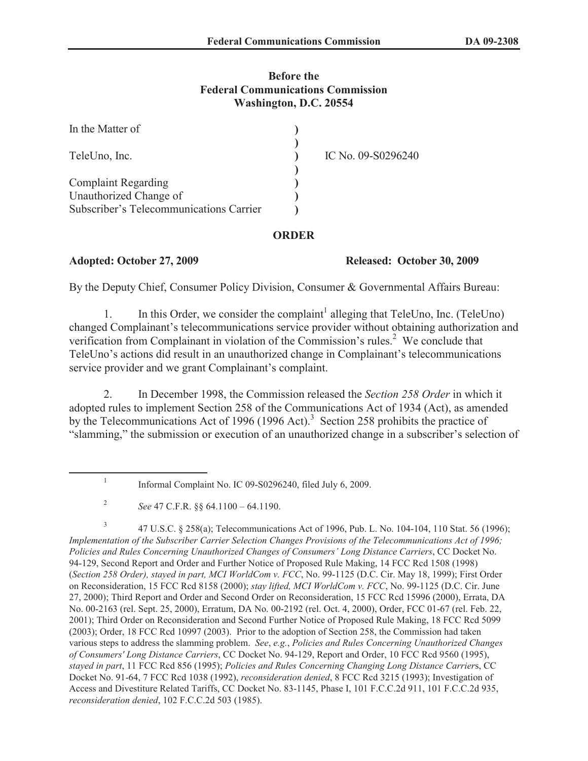**Before the**
**Federal Communications Commission**
**Washington, D.C. 20554**

| | | |
|---|---|---|
| In the Matter of | ) | |
| | ) | |
| TeleUno, Inc. | ) | IC No. 09-S0296240 |
| | ) | |
| Complaint Regarding | ) | |
| Unauthorized Change of | ) | |
| Subscriber's Telecommunications Carrier | ) | |

**ORDER**

**Adopted: October 27, 2009** **Released: October 30, 2009**

By the Deputy Chief, Consumer Policy Division, Consumer & Governmental Affairs Bureau:

1. In this Order, we consider the complaint[1] alleging that TeleUno, Inc. (TeleUno) changed Complainant's telecommunications service provider without obtaining authorization and verification from Complainant in violation of the Commission's rules.[2] We conclude that TeleUno's actions did result in an unauthorized change in Complainant's telecommunications service provider and we grant Complainant's complaint.

2. In December 1998, the Commission released the *Section 258 Order* in which it adopted rules to implement Section 258 of the Communications Act of 1934 (Act), as amended by the Telecommunications Act of 1996 (1996 Act).[3] Section 258 prohibits the practice of "slamming," the submission or execution of an unauthorized change in a subscriber's selection of

---

[1] Informal Complaint No. IC 09-S0296240, filed July 6, 2009.

[2] *See* 47 C.F.R. §§ 64.1100 – 64.1190.

[3] 47 U.S.C. § 258(a); Telecommunications Act of 1996, Pub. L. No. 104-104, 110 Stat. 56 (1996); *Implementation of the Subscriber Carrier Selection Changes Provisions of the Telecommunications Act of 1996; Policies and Rules Concerning Unauthorized Changes of Consumers' Long Distance Carriers*, CC Docket No. 94-129, Second Report and Order and Further Notice of Proposed Rule Making, 14 FCC Rcd 1508 (1998) (*Section 258 Order), stayed in part, MCI WorldCom v. FCC*, No. 99-1125 (D.C. Cir. May 18, 1999); First Order on Reconsideration, 15 FCC Rcd 8158 (2000); *stay lifted, MCI WorldCom v. FCC*, No. 99-1125 (D.C. Cir. June 27, 2000); Third Report and Order and Second Order on Reconsideration, 15 FCC Rcd 15996 (2000), Errata, DA No. 00-2163 (rel. Sept. 25, 2000), Erratum, DA No. 00-2192 (rel. Oct. 4, 2000), Order, FCC 01-67 (rel. Feb. 22, 2001); Third Order on Reconsideration and Second Further Notice of Proposed Rule Making, 18 FCC Rcd 5099 (2003); Order, 18 FCC Rcd 10997 (2003). Prior to the adoption of Section 258, the Commission had taken various steps to address the slamming problem. *See*, *e.g.*, *Policies and Rules Concerning Unauthorized Changes of Consumers' Long Distance Carriers*, CC Docket No. 94-129, Report and Order, 10 FCC Rcd 9560 (1995), *stayed in part*, 11 FCC Rcd 856 (1995); *Policies and Rules Concerning Changing Long Distance Carrier*s, CC Docket No. 91-64, 7 FCC Rcd 1038 (1992), *reconsideration denied*, 8 FCC Rcd 3215 (1993); Investigation of Access and Divestiture Related Tariffs, CC Docket No. 83-1145, Phase I, 101 F.C.C.2d 911, 101 F.C.C.2d 935, *reconsideration denied*, 102 F.C.C.2d 503 (1985).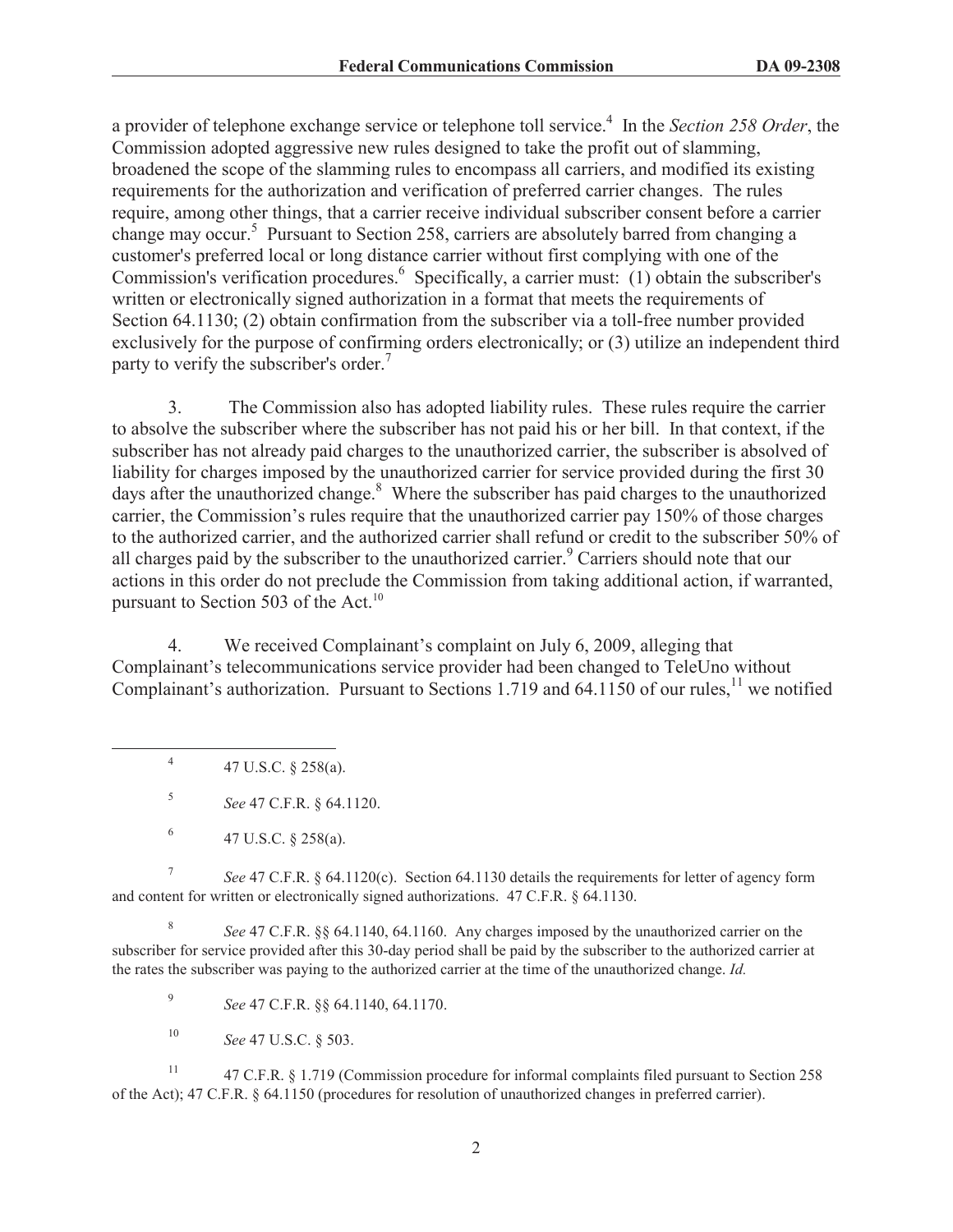a provider of telephone exchange service or telephone toll service.[4] In the *Section 258 Order*, the Commission adopted aggressive new rules designed to take the profit out of slamming, broadened the scope of the slamming rules to encompass all carriers, and modified its existing requirements for the authorization and verification of preferred carrier changes. The rules require, among other things, that a carrier receive individual subscriber consent before a carrier change may occur.[5] Pursuant to Section 258, carriers are absolutely barred from changing a customer's preferred local or long distance carrier without first complying with one of the Commission's verification procedures.[6] Specifically, a carrier must: (1) obtain the subscriber's written or electronically signed authorization in a format that meets the requirements of Section 64.1130; (2) obtain confirmation from the subscriber via a toll-free number provided exclusively for the purpose of confirming orders electronically; or (3) utilize an independent third party to verify the subscriber's order.[7]

3. The Commission also has adopted liability rules. These rules require the carrier to absolve the subscriber where the subscriber has not paid his or her bill. In that context, if the subscriber has not already paid charges to the unauthorized carrier, the subscriber is absolved of liability for charges imposed by the unauthorized carrier for service provided during the first 30 days after the unauthorized change.[8] Where the subscriber has paid charges to the unauthorized carrier, the Commission's rules require that the unauthorized carrier pay 150% of those charges to the authorized carrier, and the authorized carrier shall refund or credit to the subscriber 50% of all charges paid by the subscriber to the unauthorized carrier.[9] Carriers should note that our actions in this order do not preclude the Commission from taking additional action, if warranted, pursuant to Section 503 of the Act.[10]

4. We received Complainant's complaint on July 6, 2009, alleging that Complainant's telecommunications service provider had been changed to TeleUno without Complainant's authorization. Pursuant to Sections 1.719 and 64.1150 of our rules,[11] we notified

---

[4] 47 U.S.C. § 258(a).

[5] *See* 47 C.F.R. § 64.1120.

[6] 47 U.S.C. § 258(a).

[7] *See* 47 C.F.R. § 64.1120(c). Section 64.1130 details the requirements for letter of agency form and content for written or electronically signed authorizations. 47 C.F.R. § 64.1130.

[8] *See* 47 C.F.R. §§ 64.1140, 64.1160. Any charges imposed by the unauthorized carrier on the subscriber for service provided after this 30-day period shall be paid by the subscriber to the authorized carrier at the rates the subscriber was paying to the authorized carrier at the time of the unauthorized change. *Id.*

[9] *See* 47 C.F.R. §§ 64.1140, 64.1170.

[10] *See* 47 U.S.C. § 503.

[11] 47 C.F.R. § 1.719 (Commission procedure for informal complaints filed pursuant to Section 258 of the Act); 47 C.F.R. § 64.1150 (procedures for resolution of unauthorized changes in preferred carrier).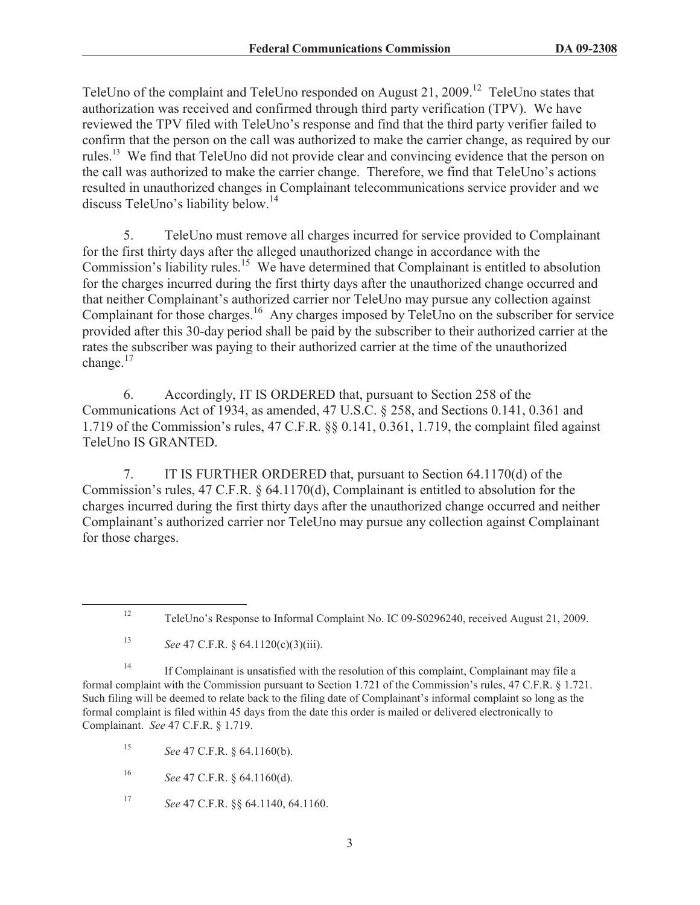TeleUno of the complaint and TeleUno responded on August 21, 2009.[12] TeleUno states that authorization was received and confirmed through third party verification (TPV). We have reviewed the TPV filed with TeleUno's response and find that the third party verifier failed to confirm that the person on the call was authorized to make the carrier change, as required by our rules.[13] We find that TeleUno did not provide clear and convincing evidence that the person on the call was authorized to make the carrier change. Therefore, we find that TeleUno's actions resulted in unauthorized changes in Complainant telecommunications service provider and we discuss TeleUno's liability below.[14]

5. TeleUno must remove all charges incurred for service provided to Complainant for the first thirty days after the alleged unauthorized change in accordance with the Commission's liability rules.[15] We have determined that Complainant is entitled to absolution for the charges incurred during the first thirty days after the unauthorized change occurred and that neither Complainant's authorized carrier nor TeleUno may pursue any collection against Complainant for those charges.[16] Any charges imposed by TeleUno on the subscriber for service provided after this 30-day period shall be paid by the subscriber to their authorized carrier at the rates the subscriber was paying to their authorized carrier at the time of the unauthorized change.[17]

6. Accordingly, IT IS ORDERED that, pursuant to Section 258 of the Communications Act of 1934, as amended, 47 U.S.C. § 258, and Sections 0.141, 0.361 and 1.719 of the Commission's rules, 47 C.F.R. §§ 0.141, 0.361, 1.719, the complaint filed against TeleUno IS GRANTED.

7. IT IS FURTHER ORDERED that, pursuant to Section 64.1170(d) of the Commission's rules, 47 C.F.R. § 64.1170(d), Complainant is entitled to absolution for the charges incurred during the first thirty days after the unauthorized change occurred and neither Complainant's authorized carrier nor TeleUno may pursue any collection against Complainant for those charges.

---

[12] TeleUno's Response to Informal Complaint No. IC 09-S0296240, received August 21, 2009.

[13] *See* 47 C.F.R. § 64.1120(c)(3)(iii).

[14] If Complainant is unsatisfied with the resolution of this complaint, Complainant may file a formal complaint with the Commission pursuant to Section 1.721 of the Commission's rules, 47 C.F.R. § 1.721. Such filing will be deemed to relate back to the filing date of Complainant's informal complaint so long as the formal complaint is filed within 45 days from the date this order is mailed or delivered electronically to Complainant. *See* 47 C.F.R. § 1.719.

[15] *See* 47 C.F.R. § 64.1160(b).

[16] *See* 47 C.F.R. § 64.1160(d).

[17] *See* 47 C.F.R. §§ 64.1140, 64.1160.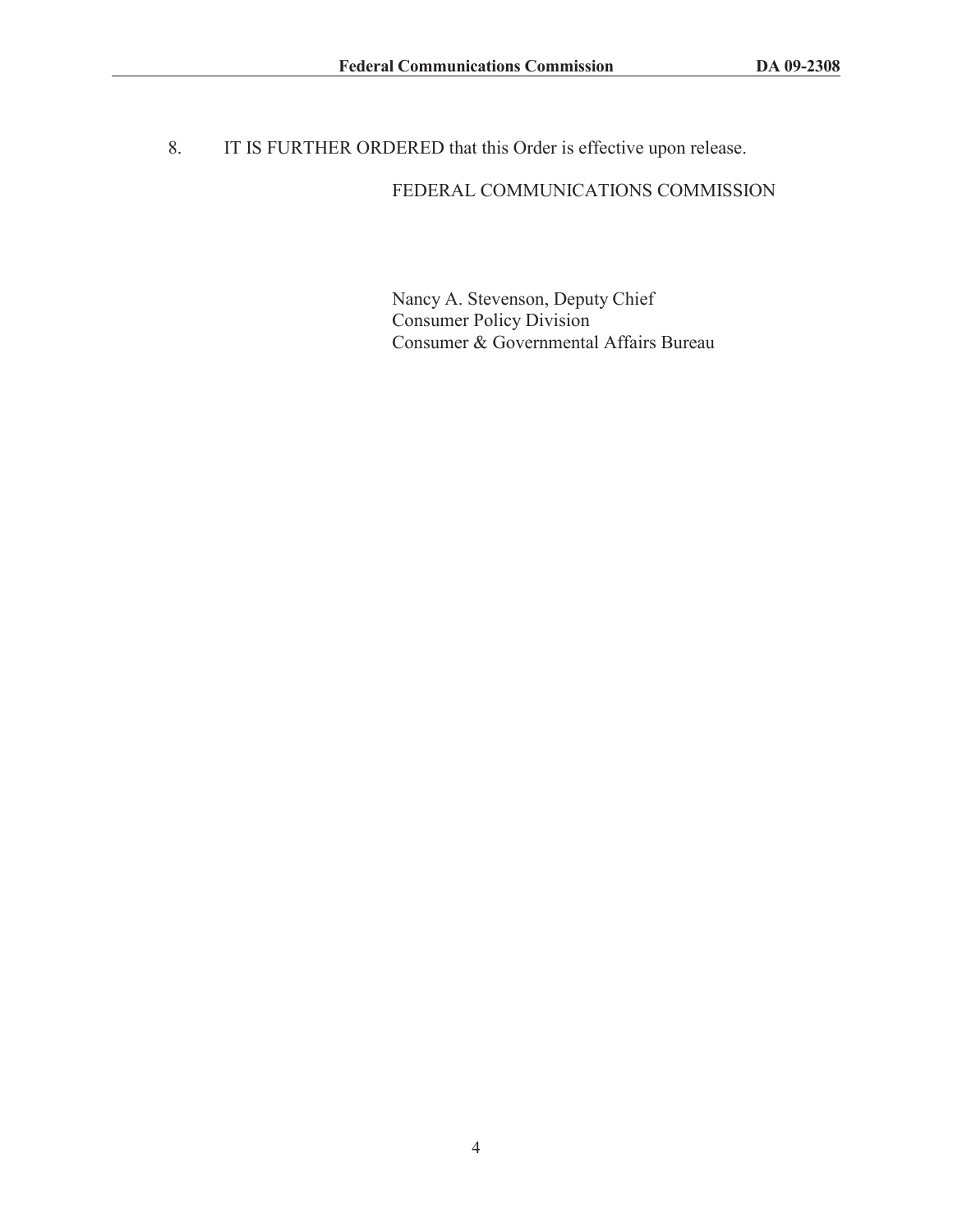8. IT IS FURTHER ORDERED that this Order is effective upon release.

FEDERAL COMMUNICATIONS COMMISSION

Nancy A. Stevenson, Deputy Chief
Consumer Policy Division
Consumer & Governmental Affairs Bureau